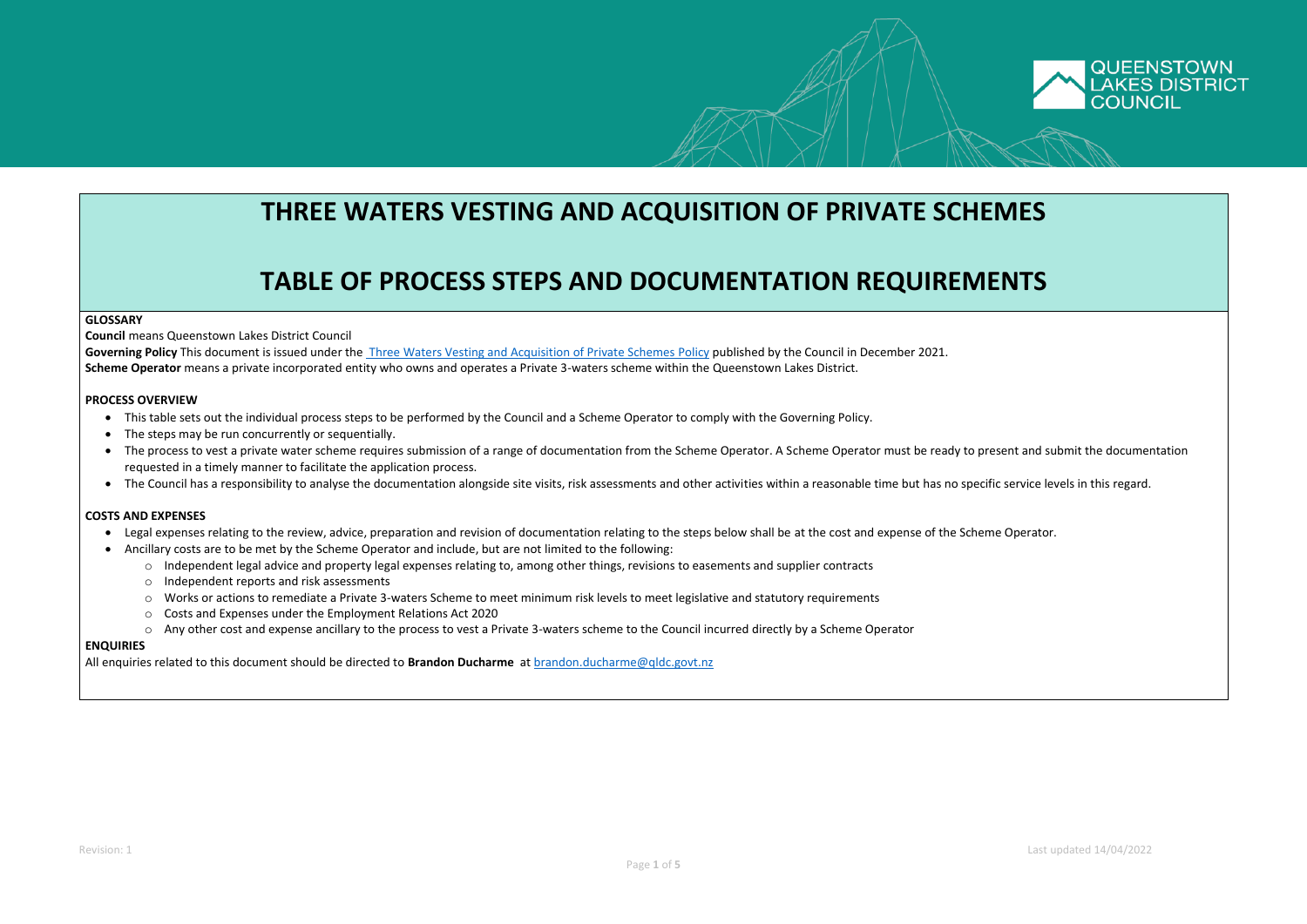# THREE WATERS VESTING AND ACQUISITION OF PRIVATE SCHEMES

# TABLE OF PROCESS STEPS AND DOCUMENTATION REQUIREMENTS

**GLOSSARY**

**Council** means Queenstown Lakes District Council

**Governing Policy** This document is issued under the [Three Waters Vesting and Acquisition of Private Schemes Policy] published by the Council in December 2021.

**Scheme Operator** means a private incorporated entity who owns and operates a Private 3-waters scheme within the Queenstown Lakes District.

**PROCESS OVERVIEW**

- This table sets out the individual process steps to be performed by the Council and a Scheme Operator to comply with the Governing Policy.
- The steps may be run concurrently or sequentially.
- The process to vest a private water scheme requires submission of a range of documentation from the Scheme Operator. A Scheme Operator must be ready to present and submit the documentation requested in a timely manner to facilitate the application process.
- The Council has a responsibility to analyse the documentation alongside site visits, risk assessments and other activities within a reasonable time but has no specific service levels in this regard.

**COSTS AND EXPENSES**

- Legal expenses relating to the review, advice, preparation and revision of documentation relating to the steps below shall be at the cost and expense of the Scheme Operator.
- Ancillary costs are to be met by the Scheme Operator and include, but are not limited to the following:
  - Independent legal advice and property legal expenses relating to, among other things, revisions to easements and supplier contracts
  - Independent reports and risk assessments
  - Works or actions to remediate a Private 3-waters Scheme to meet minimum risk levels to meet legislative and statutory requirements
  - Costs and Expenses under the Employment Relations Act 2020
  - Any other cost and expense ancillary to the process to vest a Private 3-waters scheme to the Council incurred directly by a Scheme Operator

**ENQUIRIES**

All enquiries related to this document should be directed to **Brandon Ducharme** at brandon.ducharme@qldc.govt.nz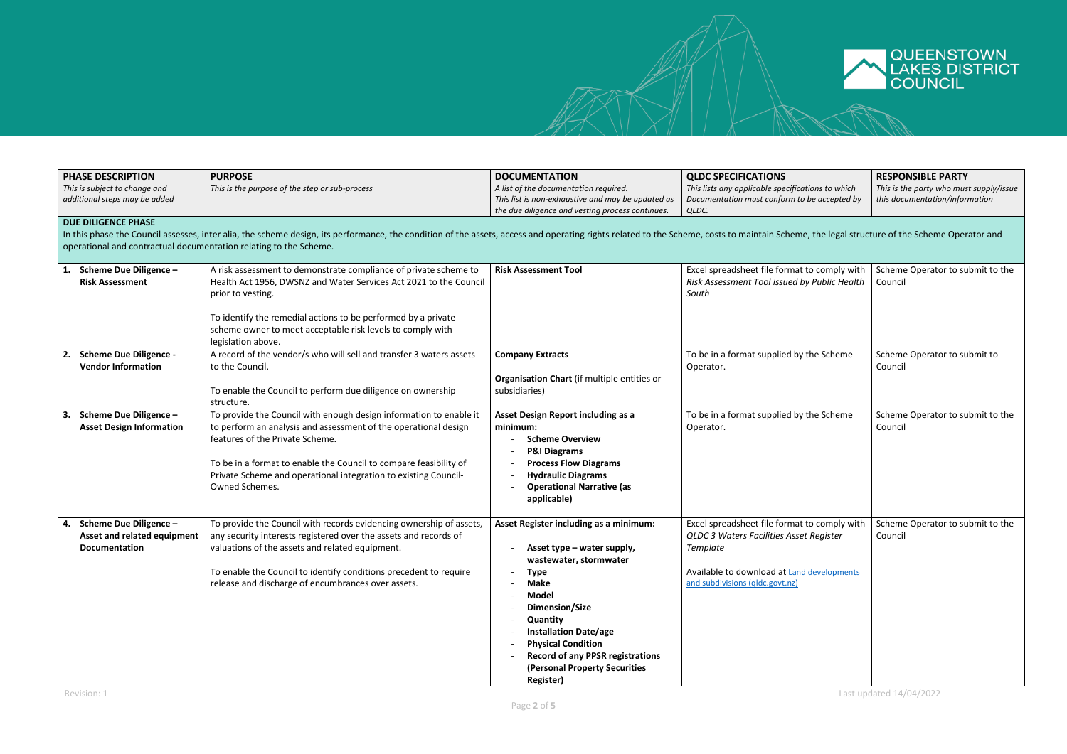| | PHASE DESCRIPTION<br>*This is subject to change and additional steps may be added* | PURPOSE<br>*This is the purpose of the step or sub-process* | DOCUMENTATION<br>*A list of the documentation required. This list is non-exhaustive and may be updated as the due diligence and vesting process continues.* | QLDC SPECIFICATIONS<br>*This lists any applicable specifications to which Documentation must conform to be accepted by QLDC.* | RESPONSIBLE PARTY<br>*This is the party who must supply/issue this documentation/information* |
|---|---|---|---|---|---|
| | **DUE DILIGENCE PHASE**<br>In this phase the Council assesses, inter alia, the scheme design, its performance, the condition of the assets, access and operating rights related to the Scheme, costs to maintain Scheme, the legal structure of the Scheme Operator and operational and contractual documentation relating to the Scheme. | | | | |
| **1.** | **Scheme Due Diligence – Risk Assessment** | A risk assessment to demonstrate compliance of private scheme to Health Act 1956, DWSNZ and Water Services Act 2021 to the Council prior to vesting.<br><br>To identify the remedial actions to be performed by a private scheme owner to meet acceptable risk levels to comply with legislation above. | **Risk Assessment Tool** | Excel spreadsheet file format to comply with *Risk Assessment Tool issued by Public Health South* | Scheme Operator to submit to the Council |
| **2.** | **Scheme Due Diligence - Vendor Information** | A record of the vendor/s who will sell and transfer 3 waters assets to the Council.<br><br>To enable the Council to perform due diligence on ownership structure. | **Company Extracts**<br><br>**Organisation Chart** (if multiple entities or subsidiaries) | To be in a format supplied by the Scheme Operator. | Scheme Operator to submit to Council |
| **3.** | **Scheme Due Diligence – Asset Design Information** | To provide the Council with enough design information to enable it to perform an analysis and assessment of the operational design features of the Private Scheme.<br><br>To be in a format to enable the Council to compare feasibility of Private Scheme and operational integration to existing Council-Owned Schemes. | **Asset Design Report including as a minimum:**<br>- **Scheme Overview**<br>- **P&I Diagrams**<br>- **Process Flow Diagrams**<br>- **Hydraulic Diagrams**<br>- **Operational Narrative (as applicable)** | To be in a format supplied by the Scheme Operator. | Scheme Operator to submit to the Council |
| **4.** | **Scheme Due Diligence – Asset and related equipment Documentation** | To provide the Council with records evidencing ownership of assets, any security interests registered over the assets and records of valuations of the assets and related equipment.<br><br>To enable the Council to identify conditions precedent to require release and discharge of encumbrances over assets. | **Asset Register including as a minimum:**<br>- **Asset type – water supply, wastewater, stormwater**<br>- **Type**<br>- **Make**<br>- **Model**<br>- **Dimension/Size**<br>- **Quantity**<br>- **Installation Date/age**<br>- **Physical Condition**<br>- **Record of any PPSR registrations (Personal Property Securities Register)** | Excel spreadsheet file format to comply with *QLDC 3 Waters Facilities Asset Register Template*<br><br>Available to download at [Land developments and subdivisions (qldc.govt.nz)]() | Scheme Operator to submit to the Council |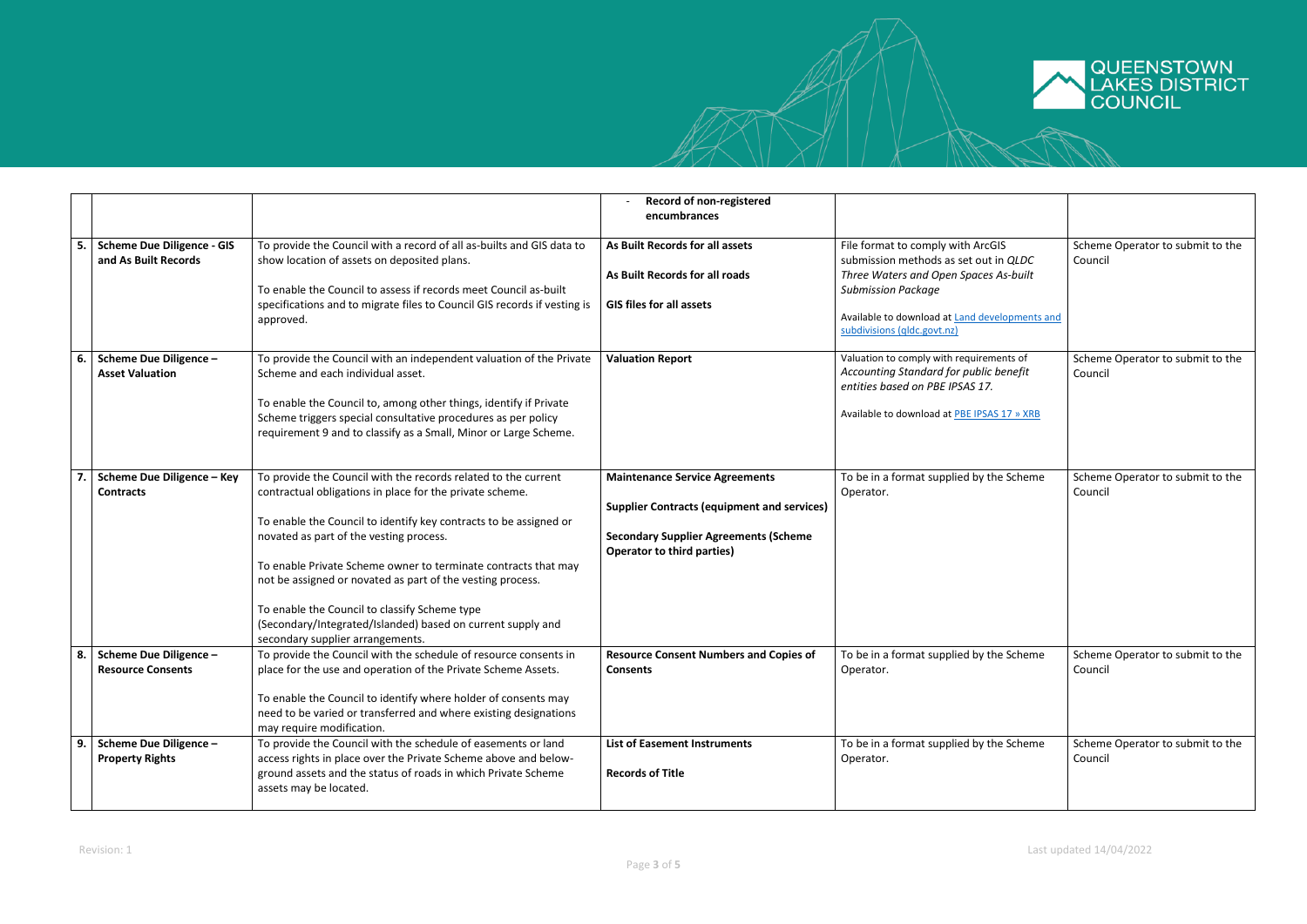| | | | | | |
|---|---|---|---|---|---|
| | | | - **Record of non-registered encumbrances** | | |
| **5.** | **Scheme Due Diligence - GIS and As Built Records** | To provide the Council with a record of all as-builts and GIS data to show location of assets on deposited plans.<br><br>To enable the Council to assess if records meet Council as-built specifications and to migrate files to Council GIS records if vesting is approved. | **As Built Records for all assets**<br><br>**As Built Records for all roads**<br><br>**GIS files for all assets** | File format to comply with ArcGIS submission methods as set out in *QLDC Three Waters and Open Spaces As-built Submission Package*<br><br>Available to download at [Land developments and subdivisions (qldc.govt.nz)] | Scheme Operator to submit to the Council |
| **6.** | **Scheme Due Diligence – Asset Valuation** | To provide the Council with an independent valuation of the Private Scheme and each individual asset.<br><br>To enable the Council to, among other things, identify if Private Scheme triggers special consultative procedures as per policy requirement 9 and to classify as a Small, Minor or Large Scheme. | **Valuation Report** | Valuation to comply with requirements of *Accounting Standard for public benefit entities based on PBE IPSAS 17.*<br><br>Available to download at [PBE IPSAS 17 » XRB] | Scheme Operator to submit to the Council |
| **7.** | **Scheme Due Diligence – Key Contracts** | To provide the Council with the records related to the current contractual obligations in place for the private scheme.<br><br>To enable the Council to identify key contracts to be assigned or novated as part of the vesting process.<br><br>To enable Private Scheme owner to terminate contracts that may not be assigned or novated as part of the vesting process.<br><br>To enable the Council to classify Scheme type (Secondary/Integrated/Islanded) based on current supply and secondary supplier arrangements. | **Maintenance Service Agreements**<br><br>**Supplier Contracts (equipment and services)**<br><br>**Secondary Supplier Agreements (Scheme Operator to third parties)** | To be in a format supplied by the Scheme Operator. | Scheme Operator to submit to the Council |
| **8.** | **Scheme Due Diligence – Resource Consents** | To provide the Council with the schedule of resource consents in place for the use and operation of the Private Scheme Assets.<br><br>To enable the Council to identify where holder of consents may need to be varied or transferred and where existing designations may require modification. | **Resource Consent Numbers and Copies of Consents** | To be in a format supplied by the Scheme Operator. | Scheme Operator to submit to the Council |
| **9.** | **Scheme Due Diligence – Property Rights** | To provide the Council with the schedule of easements or land access rights in place over the Private Scheme above and below-ground assets and the status of roads in which Private Scheme assets may be located. | **List of Easement Instruments**<br><br>**Records of Title** | To be in a format supplied by the Scheme Operator. | Scheme Operator to submit to the Council |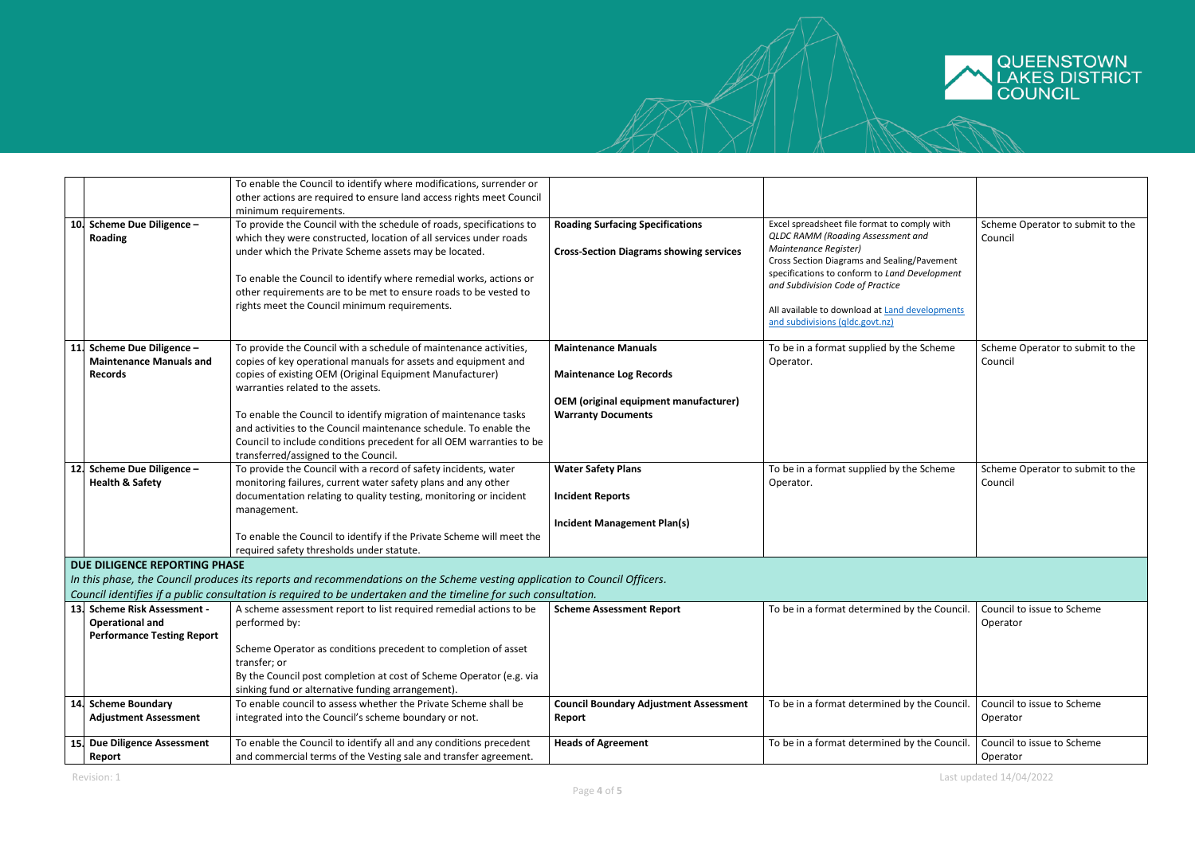| | | | | | |
|---|---|---|---|---|---|
| | | To enable the Council to identify where modifications, surrender or other actions are required to ensure land access rights meet Council minimum requirements. | | | |
| 10. | **Scheme Due Diligence – Roading** | To provide the Council with the schedule of roads, specifications to which they were constructed, location of all services under roads under which the Private Scheme assets may be located.<br><br>To enable the Council to identify where remedial works, actions or other requirements are to be met to ensure roads to be vested to rights meet the Council minimum requirements. | **Roading Surfacing Specifications**<br><br>**Cross-Section Diagrams showing services** | Excel spreadsheet file format to comply with *QLDC RAMM (Roading Assessment and Maintenance Register)*<br>Cross Section Diagrams and Sealing/Pavement specifications to conform to *Land Development and Subdivision Code of Practice*<br><br>All available to download at [Land developments and subdivisions (qldc.govt.nz)](qldc.govt.nz) | Scheme Operator to submit to the Council |
| 11. | **Scheme Due Diligence – Maintenance Manuals and Records** | To provide the Council with a schedule of maintenance activities, copies of key operational manuals for assets and equipment and copies of existing OEM (Original Equipment Manufacturer) warranties related to the assets.<br><br>To enable the Council to identify migration of maintenance tasks and activities to the Council maintenance schedule. To enable the Council to include conditions precedent for all OEM warranties to be transferred/assigned to the Council. | **Maintenance Manuals**<br><br>**Maintenance Log Records**<br><br>**OEM (original equipment manufacturer) Warranty Documents** | To be in a format supplied by the Scheme Operator. | Scheme Operator to submit to the Council |
| 12. | **Scheme Due Diligence – Health & Safety** | To provide the Council with a record of safety incidents, water monitoring failures, current water safety plans and any other documentation relating to quality testing, monitoring or incident management.<br><br>To enable the Council to identify if the Private Scheme will meet the required safety thresholds under statute. | **Water Safety Plans**<br><br>**Incident Reports**<br><br>**Incident Management Plan(s)** | To be in a format supplied by the Scheme Operator. | Scheme Operator to submit to the Council |
| **DUE DILIGENCE REPORTING PHASE**<br>*In this phase, the Council produces its reports and recommendations on the Scheme vesting application to Council Officers.*<br>*Council identifies if a public consultation is required to be undertaken and the timeline for such consultation.* | | | | | |
| 13. | **Scheme Risk Assessment - Operational and Performance Testing Report** | A scheme assessment report to list required remedial actions to be performed by:<br><br>Scheme Operator as conditions precedent to completion of asset transfer; or<br>By the Council post completion at cost of Scheme Operator (e.g. via sinking fund or alternative funding arrangement). | **Scheme Assessment Report** | To be in a format determined by the Council. | Council to issue to Scheme Operator |
| 14. | **Scheme Boundary Adjustment Assessment** | To enable council to assess whether the Private Scheme shall be integrated into the Council's scheme boundary or not. | **Council Boundary Adjustment Assessment Report** | To be in a format determined by the Council. | Council to issue to Scheme Operator |
| 15. | **Due Diligence Assessment Report** | To enable the Council to identify all and any conditions precedent and commercial terms of the Vesting sale and transfer agreement. | **Heads of Agreement** | To be in a format determined by the Council. | Council to issue to Scheme Operator |

Revision: 1

Last updated 14/04/2022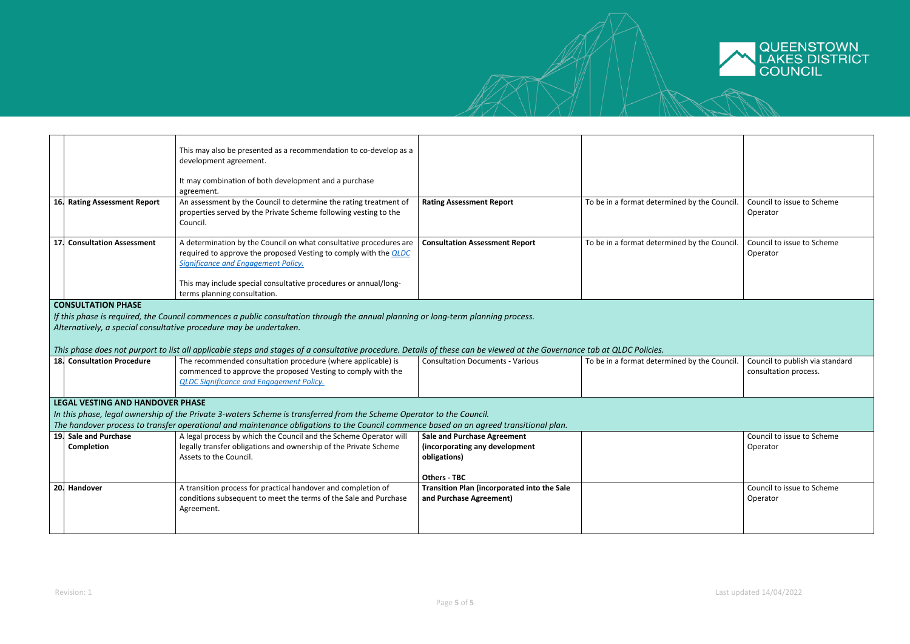| | | | | | |
|---|---|---|---|---|---|
| | | This may also be presented as a recommendation to co-develop as a development agreement.<br><br>It may combination of both development and a purchase agreement. | | | |
| 16. | **Rating Assessment Report** | An assessment by the Council to determine the rating treatment of properties served by the Private Scheme following vesting to the Council. | **Rating Assessment Report** | To be in a format determined by the Council. | Council to issue to Scheme Operator |
| 17. | **Consultation Assessment** | A determination by the Council on what consultative procedures are required to approve the proposed Vesting to comply with the *QLDC Significance and Engagement Policy.*<br><br>This may include special consultative procedures or annual/long-terms planning consultation. | **Consultation Assessment Report** | To be in a format determined by the Council. | Council to issue to Scheme Operator |
| **CONSULTATION PHASE**<br>*If this phase is required, the Council commences a public consultation through the annual planning or long-term planning process.*<br>*Alternatively, a special consultative procedure may be undertaken.*<br><br>*This phase does not purport to list all applicable steps and stages of a consultative procedure. Details of these can be viewed at the Governance tab at QLDC Policies.* | | | | | |
| 18. | **Consultation Procedure** | The recommended consultation procedure (where applicable) is commenced to approve the proposed Vesting to comply with the *QLDC Significance and Engagement Policy.* | Consultation Documents - Various | To be in a format determined by the Council. | Council to publish via standard consultation process. |
| **LEGAL VESTING AND HANDOVER PHASE**<br>*In this phase, legal ownership of the Private 3-waters Scheme is transferred from the Scheme Operator to the Council.*<br>*The handover process to transfer operational and maintenance obligations to the Council commence based on an agreed transitional plan.* | | | | | |
| 19. | **Sale and Purchase Completion** | A legal process by which the Council and the Scheme Operator will legally transfer obligations and ownership of the Private Scheme Assets to the Council. | **Sale and Purchase Agreement (incorporating any development obligations)**<br><br>**Others - TBC** | | Council to issue to Scheme Operator |
| 20. | **Handover** | A transition process for practical handover and completion of conditions subsequent to meet the terms of the Sale and Purchase Agreement. | **Transition Plan (incorporated into the Sale and Purchase Agreement)** | | Council to issue to Scheme Operator |

Revision: 1

Last updated 14/04/2022